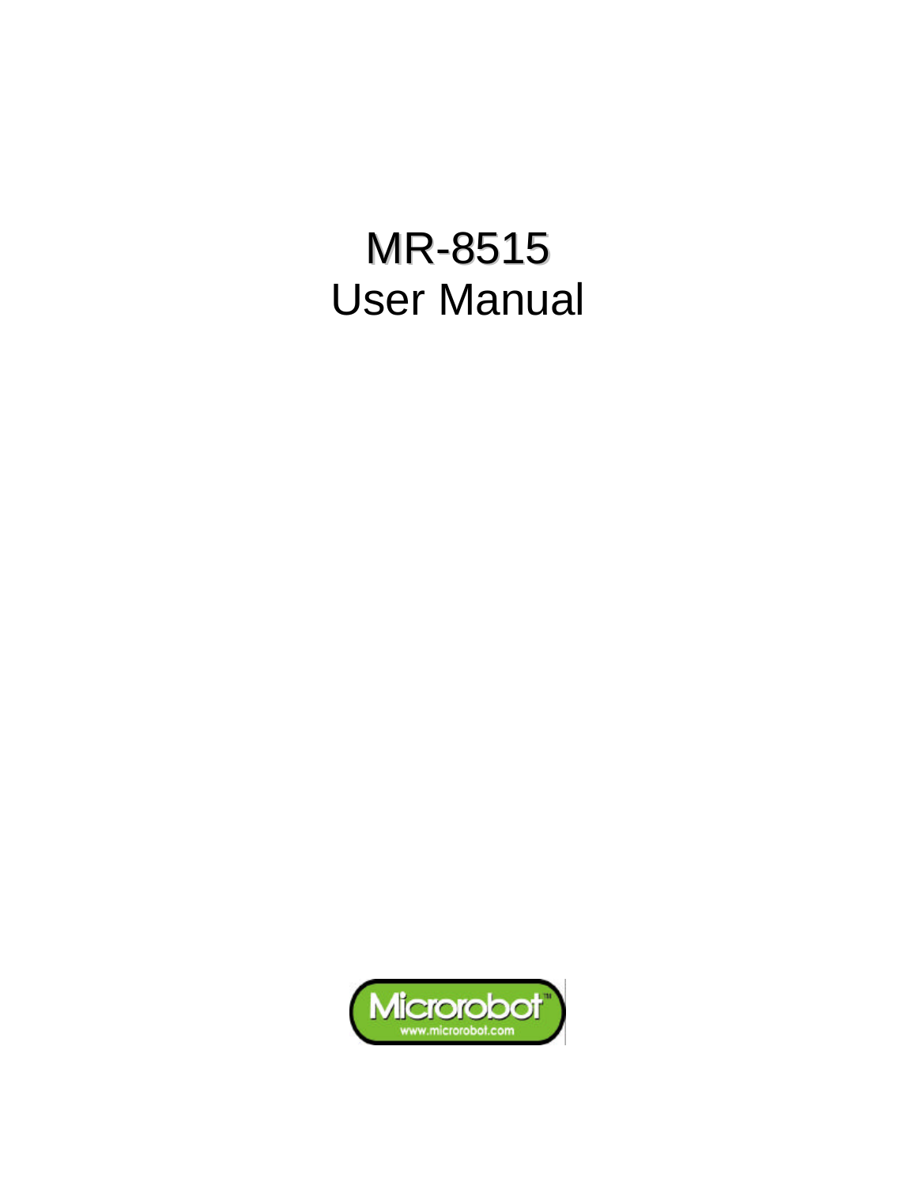# MR-8515
# User Manual

Microrobot
www.microrobot.com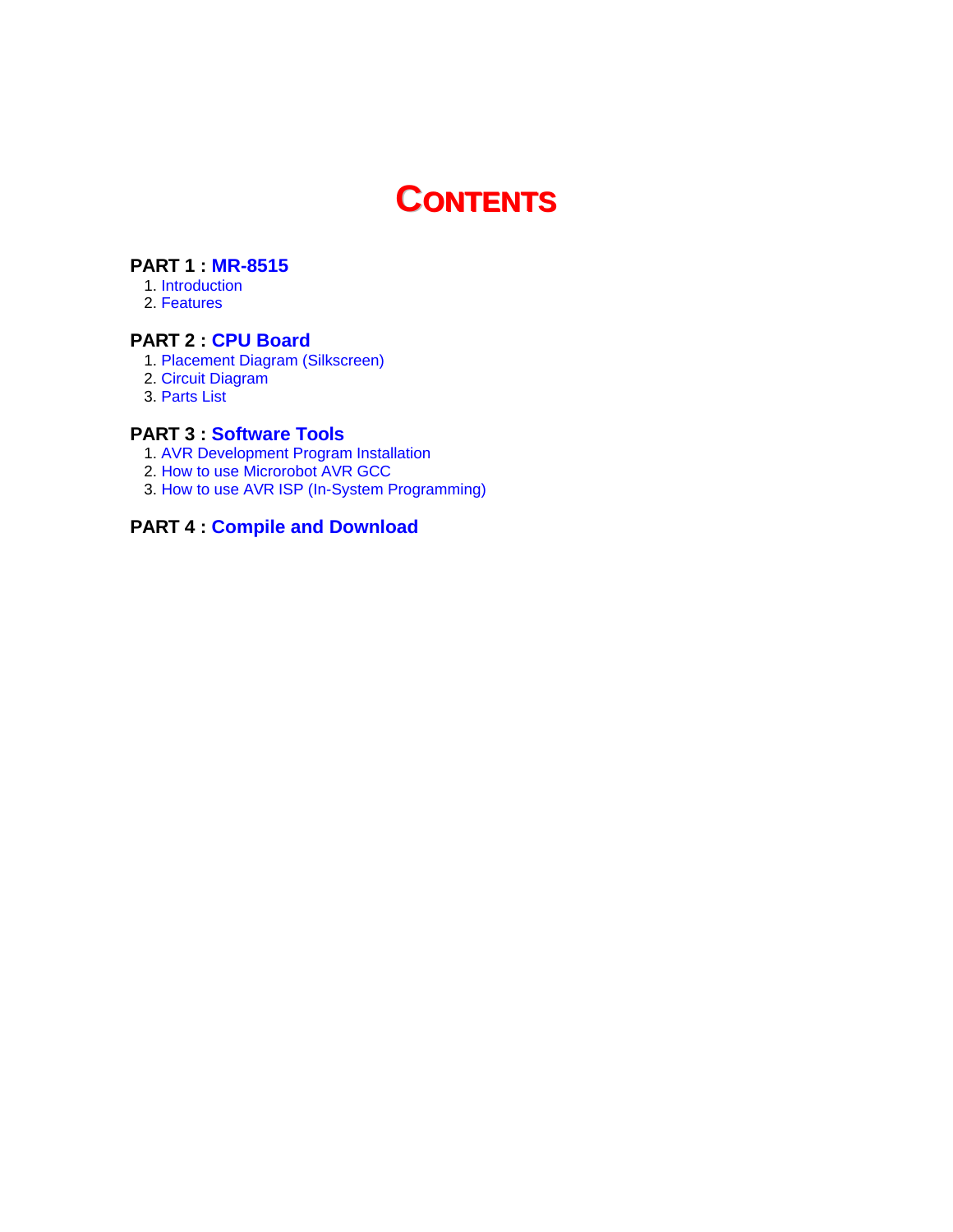# CONTENTS

**PART 1 : MR-8515**

1. Introduction
2. Features

**PART 2 : CPU Board**

1. Placement Diagram (Silkscreen)
2. Circuit Diagram
3. Parts List

**PART 3 : Software Tools**

1. AVR Development Program Installation
2. How to use Microrobot AVR GCC
3. How to use AVR ISP (In-System Programming)

**PART 4 : Compile and Download**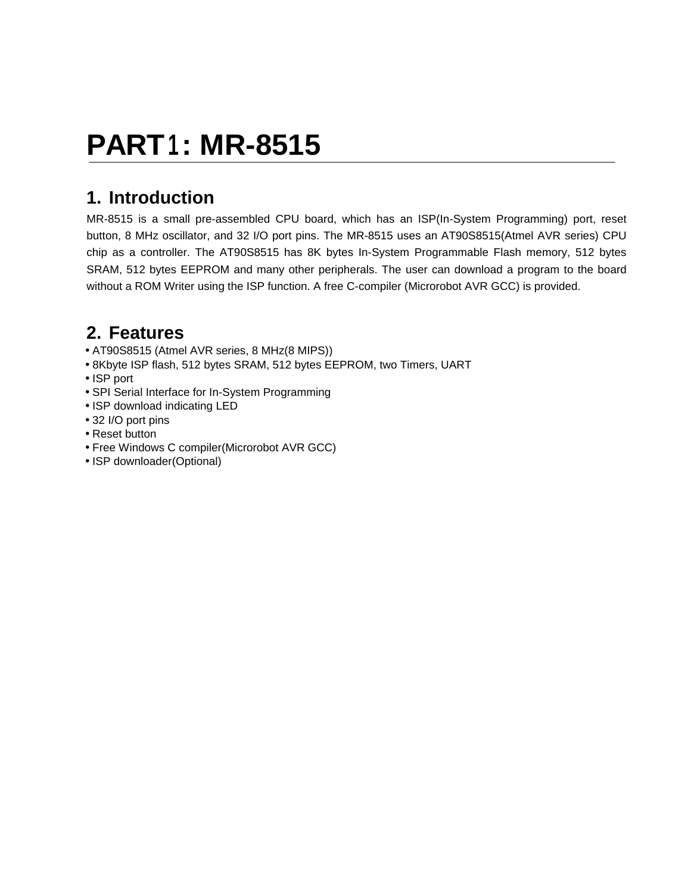# PART1: MR-8515

## 1. Introduction

MR-8515 is a small pre-assembled CPU board, which has an ISP(In-System Programming) port, reset button, 8 MHz oscillator, and 32 I/O port pins. The MR-8515 uses an AT90S8515(Atmel AVR series) CPU chip as a controller. The AT90S8515 has 8K bytes In-System Programmable Flash memory, 512 bytes SRAM, 512 bytes EEPROM and many other peripherals. The user can download a program to the board without a ROM Writer using the ISP function. A free C-compiler (Microrobot AVR GCC) is provided.

## 2. Features

- AT90S8515 (Atmel AVR series, 8 MHz(8 MIPS))
- 8Kbyte ISP flash, 512 bytes SRAM, 512 bytes EEPROM, two Timers, UART
- ISP port
- SPI Serial Interface for In-System Programming
- ISP download indicating LED
- 32 I/O port pins
- Reset button
- Free Windows C compiler(Microrobot AVR GCC)
- ISP downloader(Optional)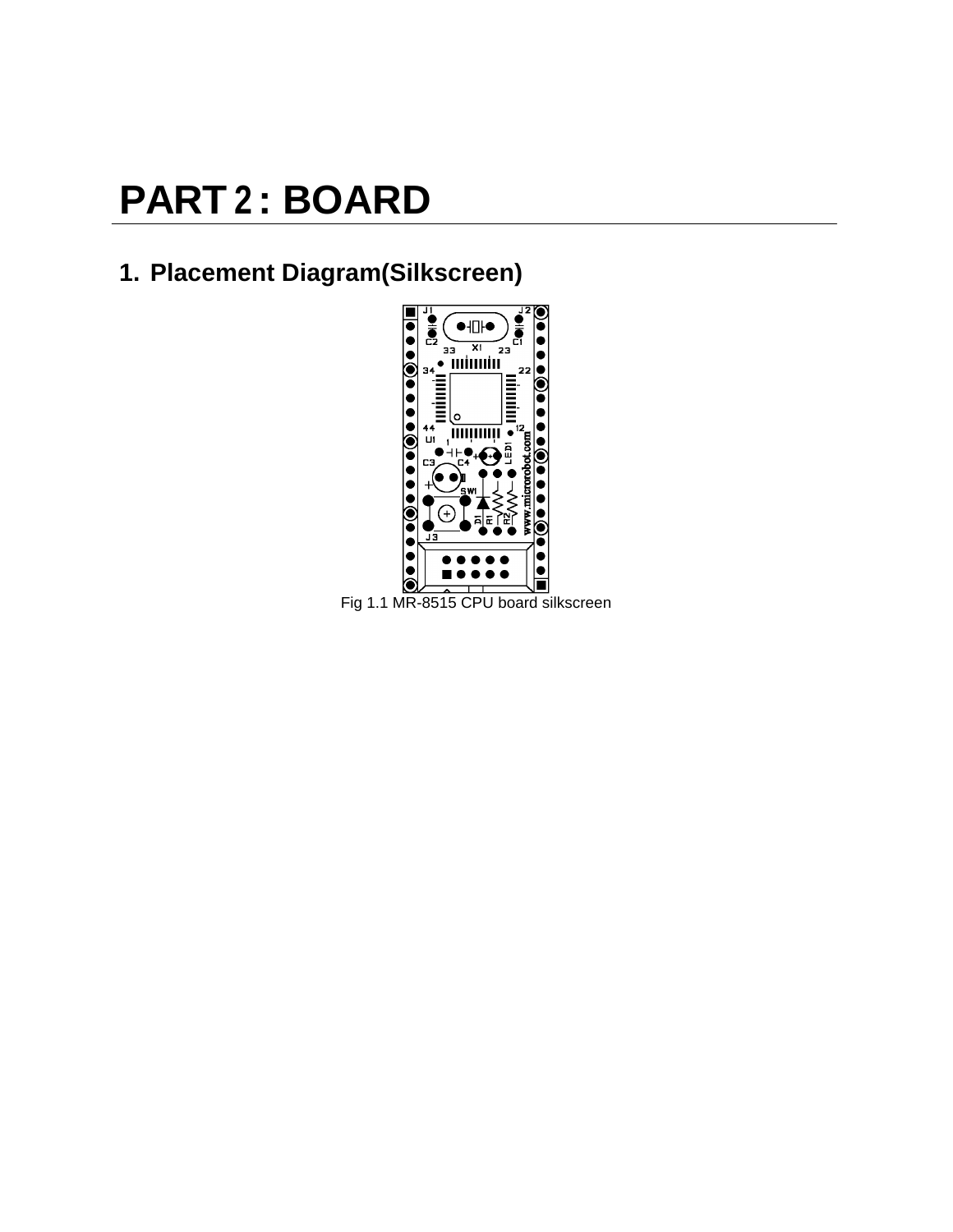# PART 2 : BOARD

## 1. Placement Diagram(Silkscreen)

Fig 1.1 MR-8515 CPU board silkscreen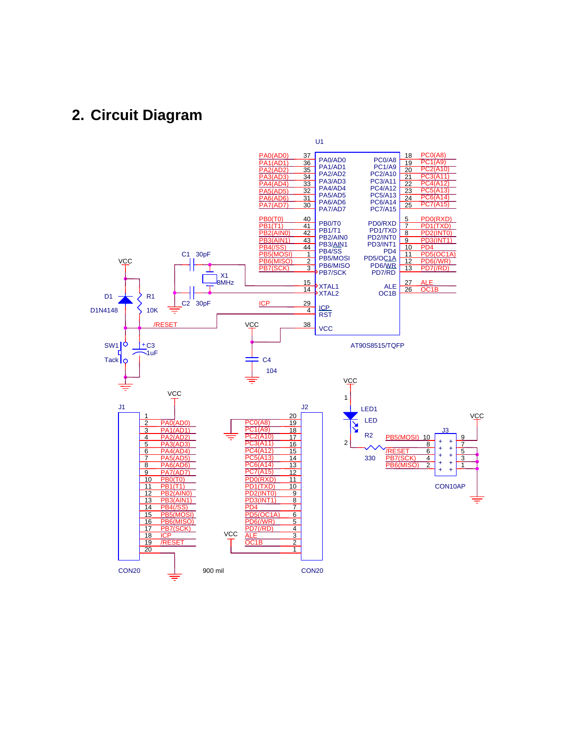## 2. Circuit Diagram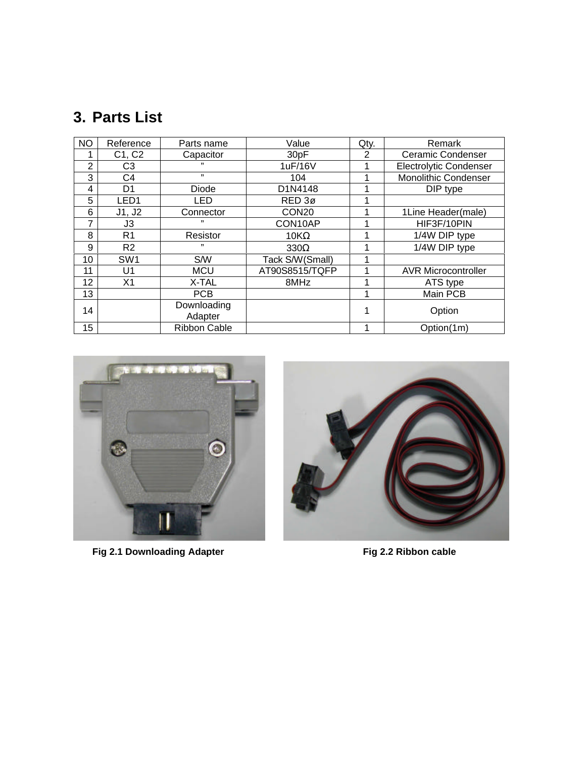## 3. Parts List

| NO | Reference | Parts name | Value | Qty. | Remark |
|---|---|---|---|---|---|
| 1 | C1, C2 | Capacitor | 30pF | 2 | Ceramic Condenser |
| 2 | C3 | ” | 1uF/16V | 1 | Electrolytic Condenser |
| 3 | C4 | ” | 104 | 1 | Monolithic Condenser |
| 4 | D1 | Diode | D1N4148 | 1 | DIP type |
| 5 | LED1 | LED | RED 3ø | 1 | |
| 6 | J1, J2 | Connector | CON20 | 1 | 1Line Header(male) |
| 7 | J3 | ” | CON10AP | 1 | HIF3F/10PIN |
| 8 | R1 | Resistor | 10KΩ | 1 | 1/4W DIP type |
| 9 | R2 | ” | 330Ω | 1 | 1/4W DIP type |
| 10 | SW1 | S/W | Tack S/W(Small) | 1 | |
| 11 | U1 | MCU | AT90S8515/TQFP | 1 | AVR Microcontroller |
| 12 | X1 | X-TAL | 8MHz | 1 | ATS type |
| 13 | | PCB | | 1 | Main PCB |
| 14 | | Downloading Adapter | | 1 | Option |
| 15 | | Ribbon Cable | | 1 | Option(1m) |

**Fig 2.1 Downloading Adapter**

**Fig 2.2 Ribbon cable**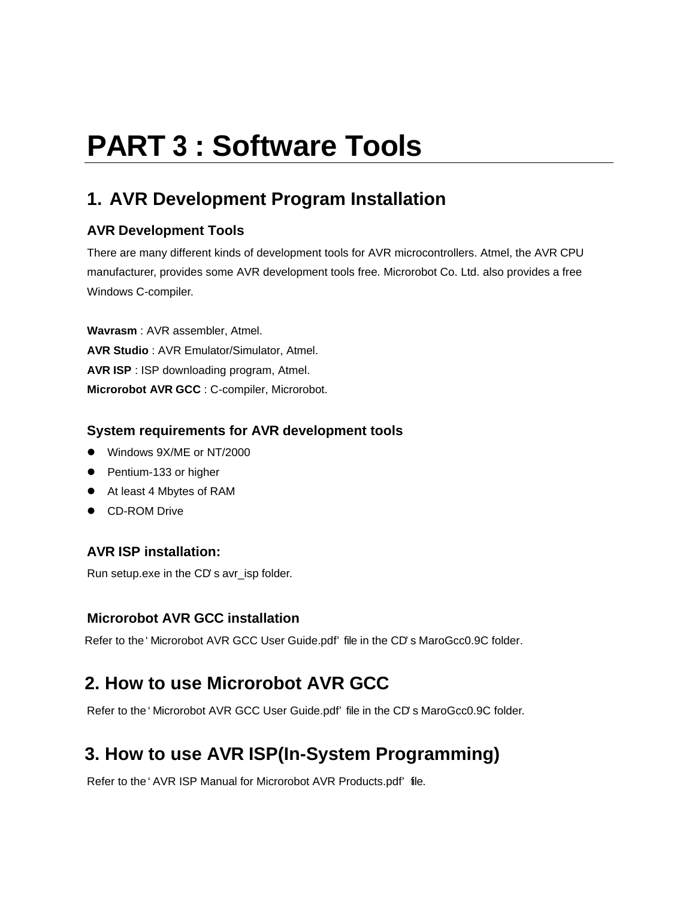# PART 3 : Software Tools

## 1. AVR Development Program Installation

### AVR Development Tools

There are many different kinds of development tools for AVR microcontrollers. Atmel, the AVR CPU manufacturer, provides some AVR development tools free. Microrobot Co. Ltd. also provides a free Windows C-compiler.

**Wavrasm** : AVR assembler, Atmel.
**AVR Studio** : AVR Emulator/Simulator, Atmel.
**AVR ISP** : ISP downloading program, Atmel.
**Microrobot AVR GCC** : C-compiler, Microrobot.

### System requirements for AVR development tools

- Windows 9X/ME or NT/2000
- Pentium-133 or higher
- At least 4 Mbytes of RAM
- CD-ROM Drive

### AVR ISP installation:

Run setup.exe in the CD's avr_isp folder.

### Microrobot AVR GCC installation

Refer to the 'Microrobot AVR GCC User Guide.pdf' file in the CD's MaroGcc0.9C folder.

## 2. How to use Microrobot AVR GCC

Refer to the 'Microrobot AVR GCC User Guide.pdf' file in the CD's MaroGcc0.9C folder.

## 3. How to use AVR ISP(In-System Programming)

Refer to the 'AVR ISP Manual for Microrobot AVR Products.pdf' file.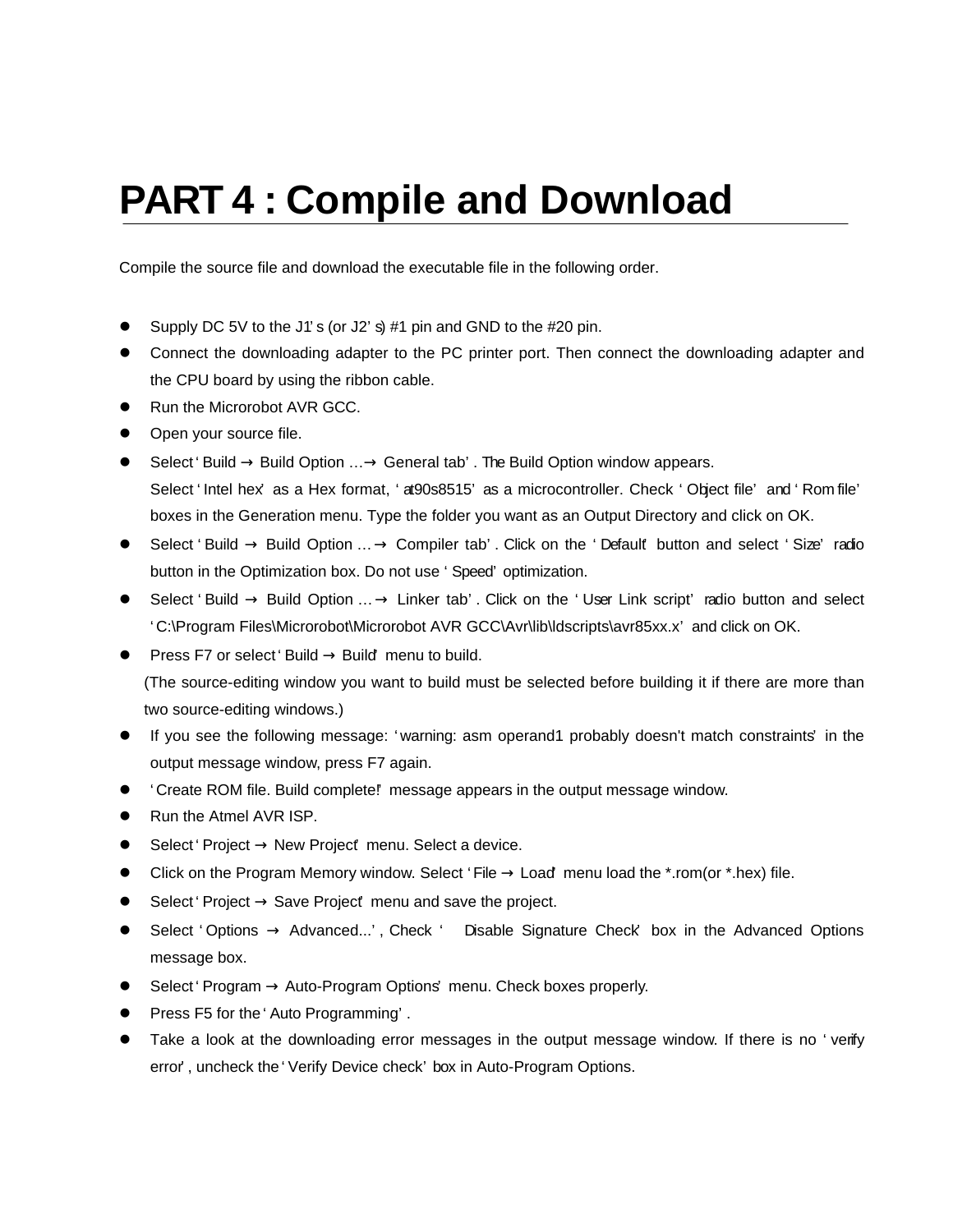# PART 4 : Compile and Download

Compile the source file and download the executable file in the following order.

- Supply DC 5V to the J1's (or J2's) #1 pin and GND to the #20 pin.
- Connect the downloading adapter to the PC printer port. Then connect the downloading adapter and the CPU board by using the ribbon cable.
- Run the Microrobot AVR GCC.
- Open your source file.
- Select 'Build → Build Option …→ General tab'. The Build Option window appears.
  Select 'Intel hex' as a Hex format, 'at90s8515' as a microcontroller. Check 'Object file' and 'Rom file' boxes in the Generation menu. Type the folder you want as an Output Directory and click on OK.
- Select 'Build → Build Option … → Compiler tab'. Click on the 'Default' button and select 'Size' radio button in the Optimization box. Do not use 'Speed' optimization.
- Select 'Build → Build Option … → Linker tab'. Click on the 'User Link script' radio button and select 'C:\Program Files\Microrobot\Microrobot AVR GCC\Avr\lib\ldscripts\avr85xx.x' and click on OK.
- Press F7 or select 'Build → Build' menu to build.
  (The source-editing window you want to build must be selected before building it if there are more than two source-editing windows.)
- If you see the following message: 'warning: asm operand1 probably doesn't match constraints' in the output message window, press F7 again.
- 'Create ROM file. Build complete!' message appears in the output message window.
- Run the Atmel AVR ISP.
- Select 'Project → New Project' menu. Select a device.
- Click on the Program Memory window. Select 'File → Load' menu load the *.rom(or *.hex) file.
- Select 'Project → Save Project' menu and save the project.
- Select 'Options → Advanced...', Check 'Disable Signature Check' box in the Advanced Options message box.
- Select 'Program → Auto-Program Options' menu. Check boxes properly.
- Press F5 for the 'Auto Programming'.
- Take a look at the downloading error messages in the output message window. If there is no 'verify error', uncheck the 'Verify Device check' box in Auto-Program Options.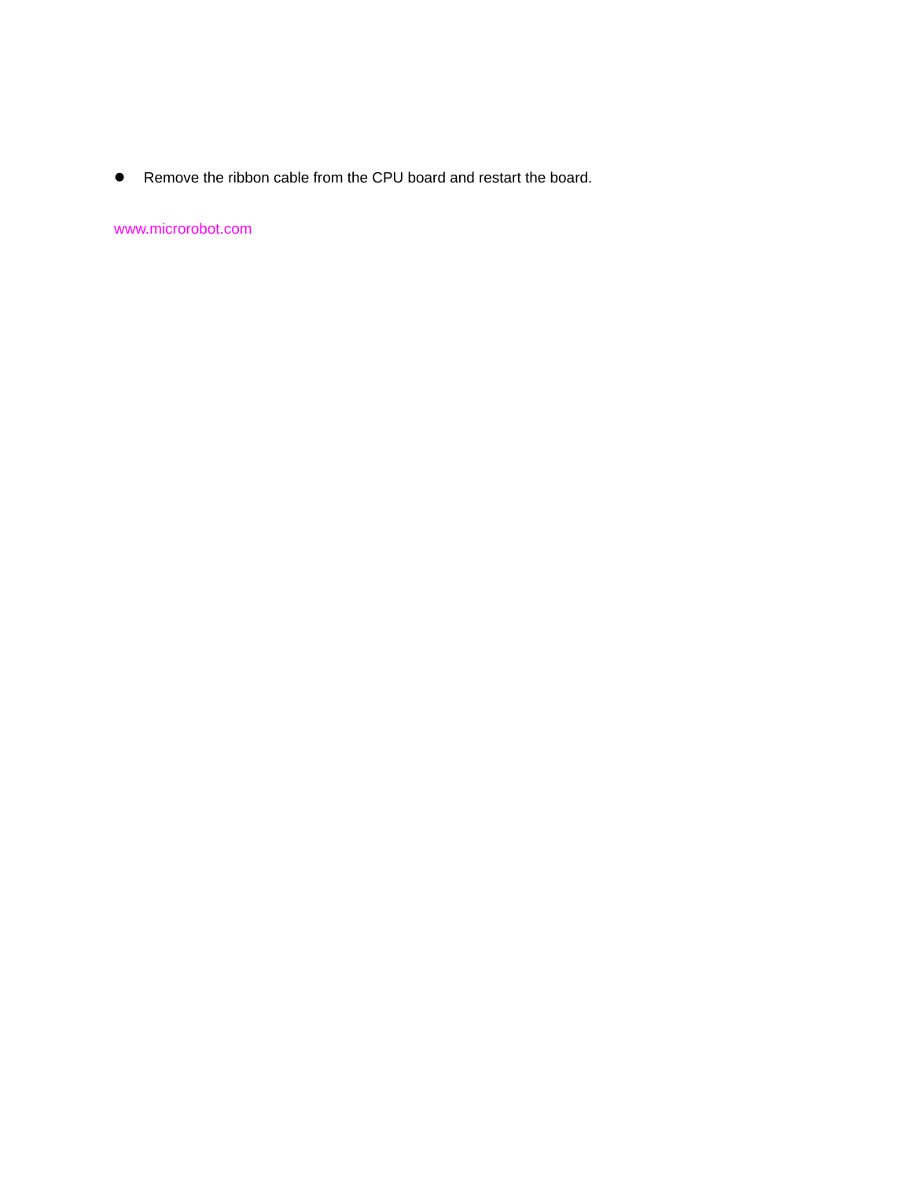- Remove the ribbon cable from the CPU board and restart the board.

www.microrobot.com